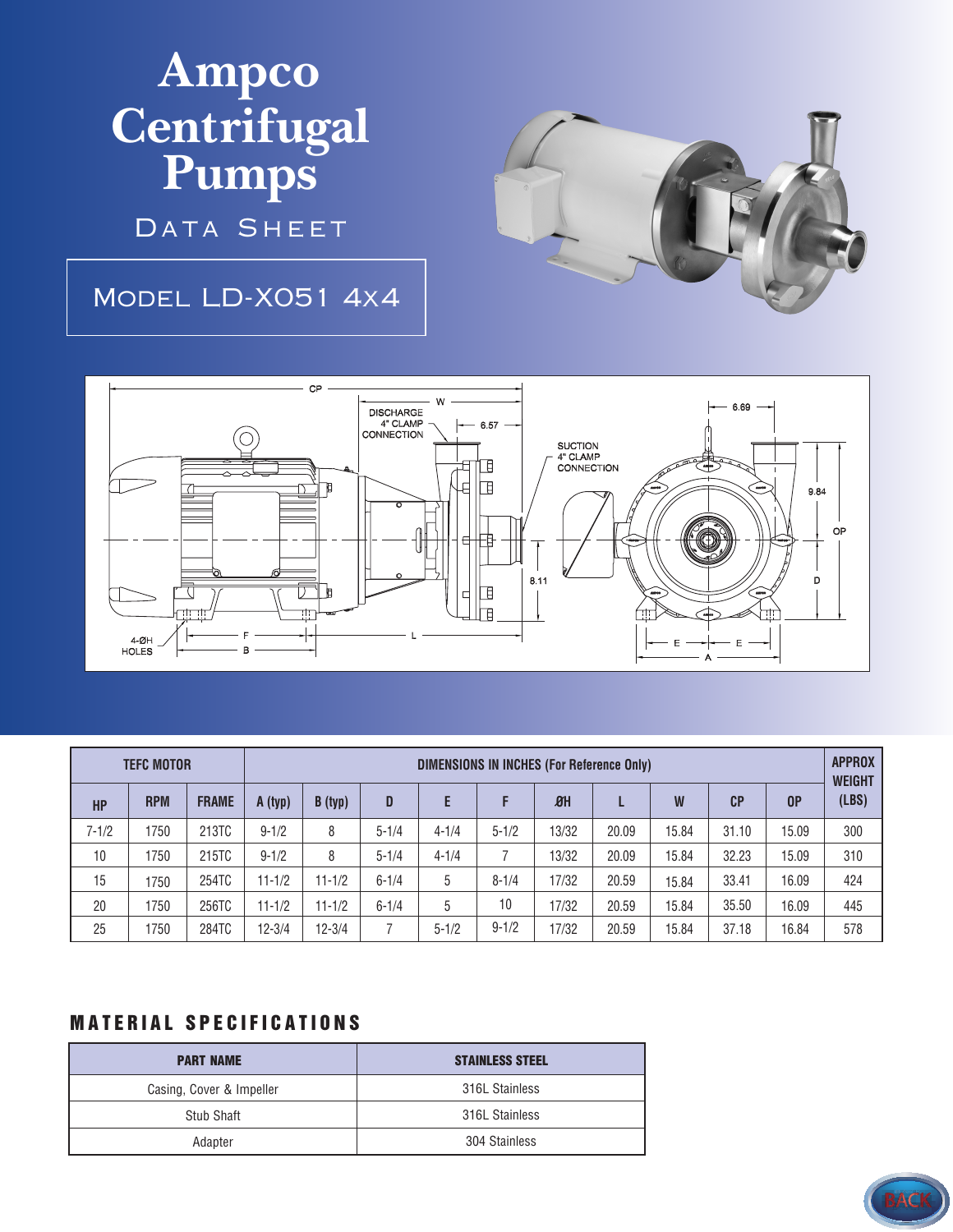# Ampco Centrifugal Pumps

## Data Sheet

## Model LD-X051 4x4

| TEFC MOTOR | | | DIMENSIONS IN INCHES (For Reference Only) | | | | | | | | | | APPROX WEIGHT (LBS) |
|---|---|---|---|---|---|---|---|---|---|---|---|---|---|
| HP | RPM | FRAME | A (typ) | B (typ) | D | E | F | ØH | L | W | CP | OP | |
| 7-1/2 | 1750 | 213TC | 9-1/2 | 8 | 5-1/4 | 4-1/4 | 5-1/2 | 13/32 | 20.09 | 15.84 | 31.10 | 15.09 | 300 |
| 10 | 1750 | 215TC | 9-1/2 | 8 | 5-1/4 | 4-1/4 | 7 | 13/32 | 20.09 | 15.84 | 32.23 | 15.09 | 310 |
| 15 | 1750 | 254TC | 11-1/2 | 11-1/2 | 6-1/4 | 5 | 8-1/4 | 17/32 | 20.59 | 15.84 | 33.41 | 16.09 | 424 |
| 20 | 1750 | 256TC | 11-1/2 | 11-1/2 | 6-1/4 | 5 | 10 | 17/32 | 20.59 | 15.84 | 35.50 | 16.09 | 445 |
| 25 | 1750 | 284TC | 12-3/4 | 12-3/4 | 7 | 5-1/2 | 9-1/2 | 17/32 | 20.59 | 15.84 | 37.18 | 16.84 | 578 |

## MATERIAL SPECIFICATIONS

| PART NAME | STAINLESS STEEL |
|---|---|
| Casing, Cover & Impeller | 316L Stainless |
| Stub Shaft | 316L Stainless |
| Adapter | 304 Stainless |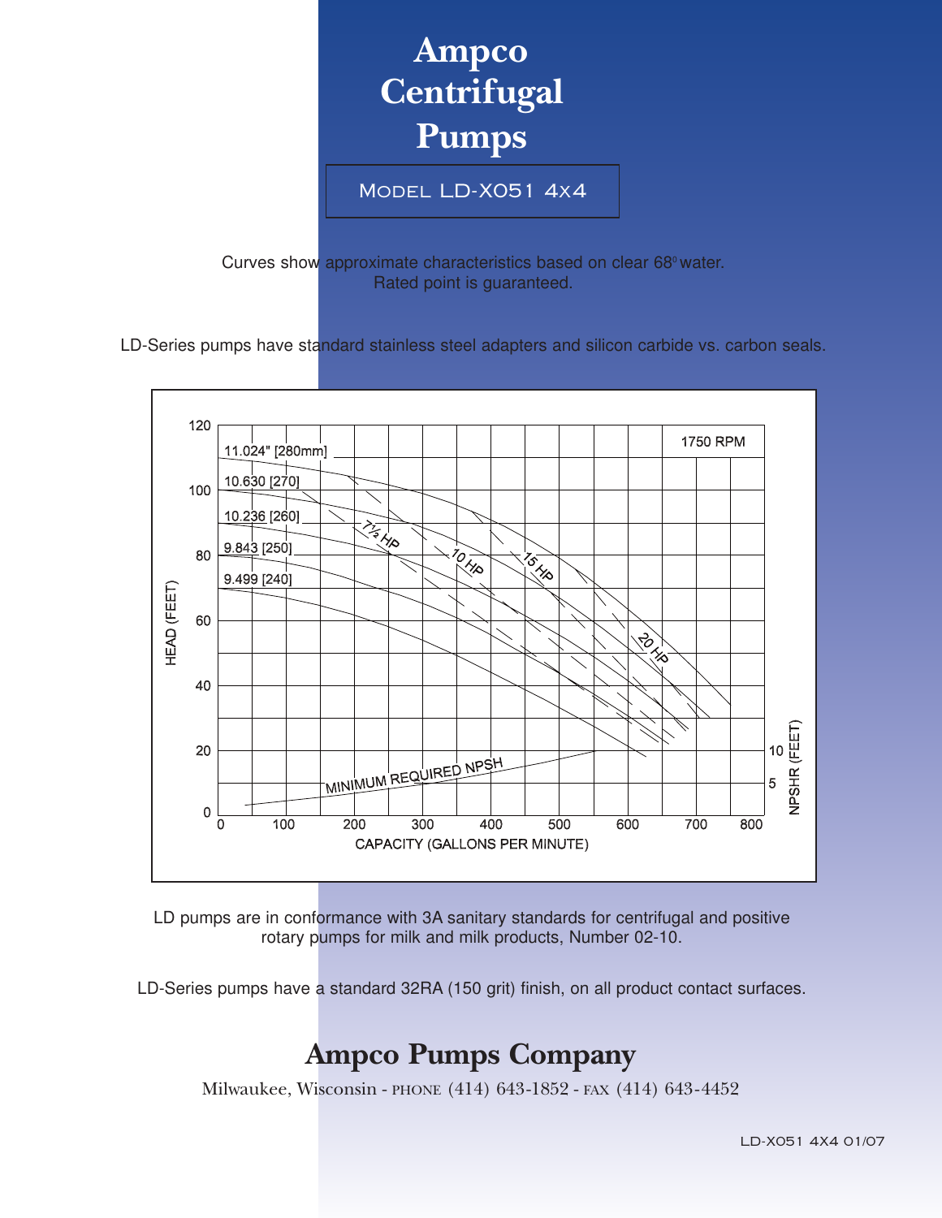# Ampco Centrifugal Pumps

## Model LD-X051 4x4

Curves show approximate characteristics based on clear 68° water.
Rated point is guaranteed.

LD-Series pumps have standard stainless steel adapters and silicon carbide vs. carbon seals.

1750 RPM

11.024" [280mm]
10.630 [270]
10.236 [260]
9.843 [250]
9.499 [240]

7½ HP
10 HP
15 HP
20 HP

MINIMUM REQUIRED NPSH

HEAD (FEET)
0
20
40
60
80
100
120

NPSHR (FEET)
5
10

CAPACITY (GALLONS PER MINUTE)
0
100
200
300
400
500
600
700
800

LD pumps are in conformance with 3A sanitary standards for centrifugal and positive rotary pumps for milk and milk products, Number 02-10.

LD-Series pumps have a standard 32RA (150 grit) finish, on all product contact surfaces.

## Ampco Pumps Company

Milwaukee, Wisconsin - PHONE (414) 643-1852 - FAX (414) 643-4452

LD-X051 4X4 01/07